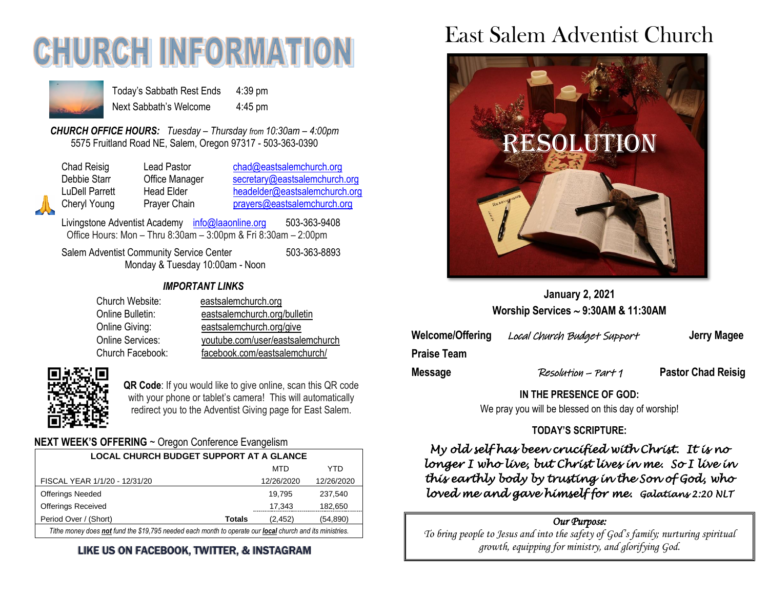# CHURCH INFORMATION

Today's Sabbath Rest Ends 4:39 pm
Next Sabbath's Welcome 4:45 pm

***CHURCH OFFICE HOURS:*** *Tuesday – Thursday from 10:30am – 4:00pm*
5575 Fruitland Road NE, Salem, Oregon 97317 - 503-363-0390

| | | |
|---|---|---|
| Chad Reisig | Lead Pastor | chad@eastsalemchurch.org |
| Debbie Starr | Office Manager | secretary@eastsalemchurch.org |
| LuDell Parrett | Head Elder | headelder@eastsalemchurch.org |
| Cheryl Young | Prayer Chain | prayers@eastsalemchurch.org |

Livingstone Adventist Academy info@laaonline.org 503-363-9408
Office Hours: Mon – Thru 8:30am – 3:00pm & Fri 8:30am – 2:00pm

Salem Adventist Community Service Center 503-363-8893
Monday & Tuesday 10:00am - Noon

### *IMPORTANT LINKS*

| | |
|---|---|
| Church Website: | eastsalemchurch.org |
| Online Bulletin: | eastsalemchurch.org/bulletin |
| Online Giving: | eastsalemchurch.org/give |
| Online Services: | youtube.com/user/eastsalemchurch |
| Church Facebook: | facebook.com/eastsalemchurch/ |

**QR Code**: If you would like to give online, scan this QR code with your phone or tablet's camera! This will automatically redirect you to the Adventist Giving page for East Salem.

**NEXT WEEK'S OFFERING** ~ Oregon Conference Evangelism

| LOCAL CHURCH BUDGET SUPPORT AT A GLANCE | | | |
|---|---|---|---|
| | | MTD | YTD |
| FISCAL YEAR 1/1/20 - 12/31/20 | | 12/26/2020 | 12/26/2020 |
| Offerings Needed | | 19,795 | 237,540 |
| Offerings Received | | 17,343 | 182,650 |
| Period Over / (Short) | **Totals** | (2,452) | (54,890) |

*Tithe money does **not** fund the $19,795 needed each month to operate our **local** church and its ministries.*

**LIKE US ON FACEBOOK, TWITTER, & INSTAGRAM**

# East Salem Adventist Church

RESOLUTION

**January 2, 2021**
**Worship Services ~ 9:30AM & 11:30AM**

| | | |
|---|---|---|
| **Welcome/Offering** | *Local Church Budget Support* | **Jerry Magee** |
| **Praise Team** | | |
| **Message** | *Resolution – Part 1* | **Pastor Chad Reisig** |

**IN THE PRESENCE OF GOD:**
We pray you will be blessed on this day of worship!

**TODAY'S SCRIPTURE:**

***My old self has been crucified with Christ. It is no longer I who live, but Christ lives in me. So I live in this earthly body by trusting in the Son of God, who loved me and gave himself for me.*** *Galatians 2:20 NLT*

***Our Purpose:***
*To bring people to Jesus and into the safety of God's family; nurturing spiritual growth, equipping for ministry, and glorifying God.*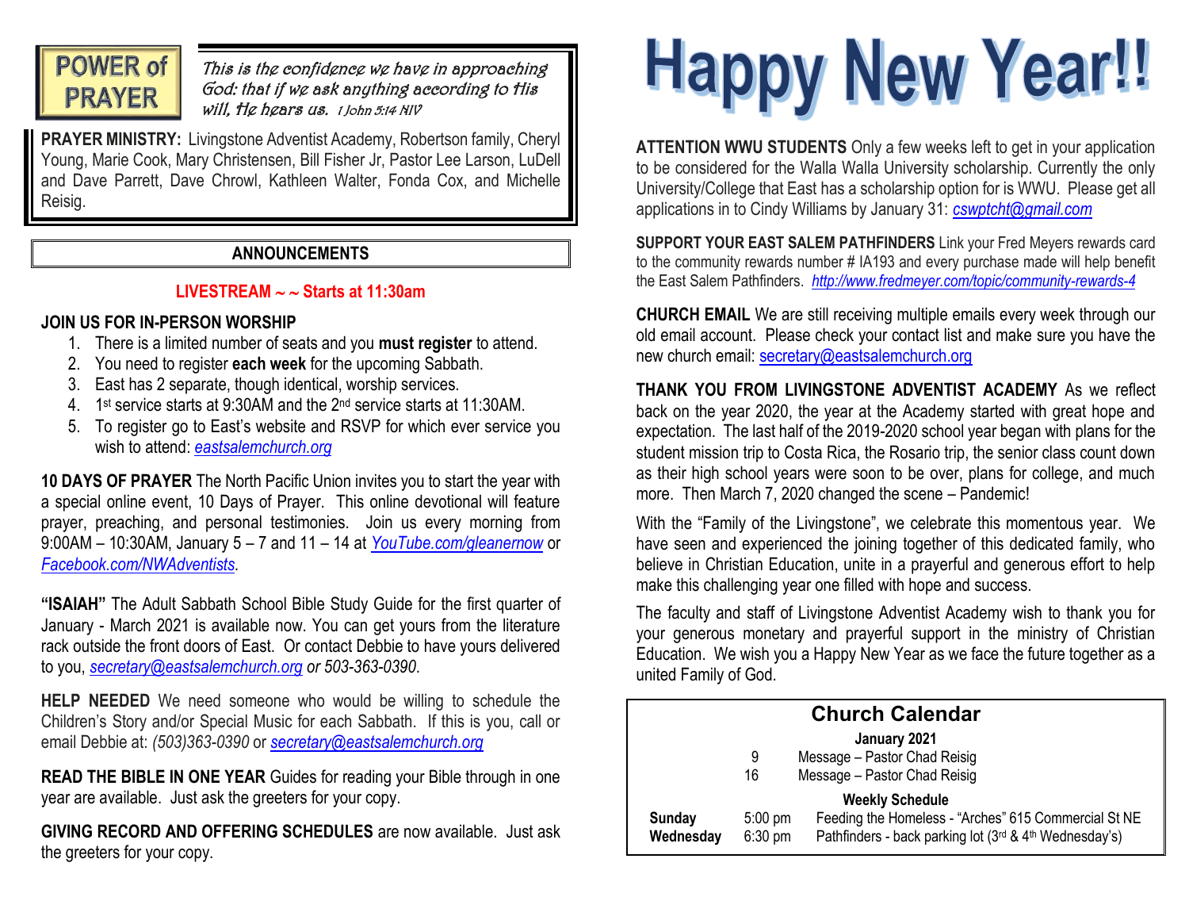**POWER of PRAYER**

*This is the confidence we have in approaching God: that if we ask anything according to His will, He hears us. 1 John 5:14 NIV*

**PRAYER MINISTRY:** Livingstone Adventist Academy, Robertson family, Cheryl Young, Marie Cook, Mary Christensen, Bill Fisher Jr, Pastor Lee Larson, LuDell and Dave Parrett, Dave Chrowl, Kathleen Walter, Fonda Cox, and Michelle Reisig.

## ANNOUNCEMENTS

**LIVESTREAM ~ ~ Starts at 11:30am**

**JOIN US FOR IN-PERSON WORSHIP**

1. There is a limited number of seats and you **must register** to attend.
2. You need to register **each week** for the upcoming Sabbath.
3. East has 2 separate, though identical, worship services.
4. 1st service starts at 9:30AM and the 2nd service starts at 11:30AM.
5. To register go to East's website and RSVP for which ever service you wish to attend: *eastsalemchurch.org*

**10 DAYS OF PRAYER** The North Pacific Union invites you to start the year with a special online event, 10 Days of Prayer. This online devotional will feature prayer, preaching, and personal testimonies. Join us every morning from 9:00AM – 10:30AM, January 5 – 7 and 11 – 14 at *YouTube.com/gleanernow* or *Facebook.com/NWAdventists*.

**"ISAIAH"** The Adult Sabbath School Bible Study Guide for the first quarter of January - March 2021 is available now. You can get yours from the literature rack outside the front doors of East. Or contact Debbie to have yours delivered to you, *secretary@eastsalemchurch.org or 503-363-0390*.

**HELP NEEDED** We need someone who would be willing to schedule the Children's Story and/or Special Music for each Sabbath. If this is you, call or email Debbie at: *(503)363-0390* or *secretary@eastsalemchurch.org*

**READ THE BIBLE IN ONE YEAR** Guides for reading your Bible through in one year are available. Just ask the greeters for your copy.

**GIVING RECORD AND OFFERING SCHEDULES** are now available. Just ask the greeters for your copy.

# Happy New Year!!

**ATTENTION WWU STUDENTS** Only a few weeks left to get in your application to be considered for the Walla Walla University scholarship. Currently the only University/College that East has a scholarship option for is WWU. Please get all applications in to Cindy Williams by January 31: *cswptcht@gmail.com*

**SUPPORT YOUR EAST SALEM PATHFINDERS** Link your Fred Meyers rewards card to the community rewards number # IA193 and every purchase made will help benefit the East Salem Pathfinders. *http://www.fredmeyer.com/topic/community-rewards-4*

**CHURCH EMAIL** We are still receiving multiple emails every week through our old email account. Please check your contact list and make sure you have the new church email: secretary@eastsalemchurch.org

**THANK YOU FROM LIVINGSTONE ADVENTIST ACADEMY** As we reflect back on the year 2020, the year at the Academy started with great hope and expectation. The last half of the 2019-2020 school year began with plans for the student mission trip to Costa Rica, the Rosario trip, the senior class count down as their high school years were soon to be over, plans for college, and much more. Then March 7, 2020 changed the scene – Pandemic!

With the "Family of the Livingstone", we celebrate this momentous year. We have seen and experienced the joining together of this dedicated family, who believe in Christian Education, unite in a prayerful and generous effort to help make this challenging year one filled with hope and success.

The faculty and staff of Livingstone Adventist Academy wish to thank you for your generous monetary and prayerful support in the ministry of Christian Education. We wish you a Happy New Year as we face the future together as a united Family of God.

## Church Calendar

**January 2021**

| | |
|---|---|
| 9 | Message – Pastor Chad Reisig |
| 16 | Message – Pastor Chad Reisig |

**Weekly Schedule**

| | | |
|---|---|---|
| **Sunday** | 5:00 pm | Feeding the Homeless - "Arches" 615 Commercial St NE |
| **Wednesday** | 6:30 pm | Pathfinders - back parking lot (3rd & 4th Wednesday's) |